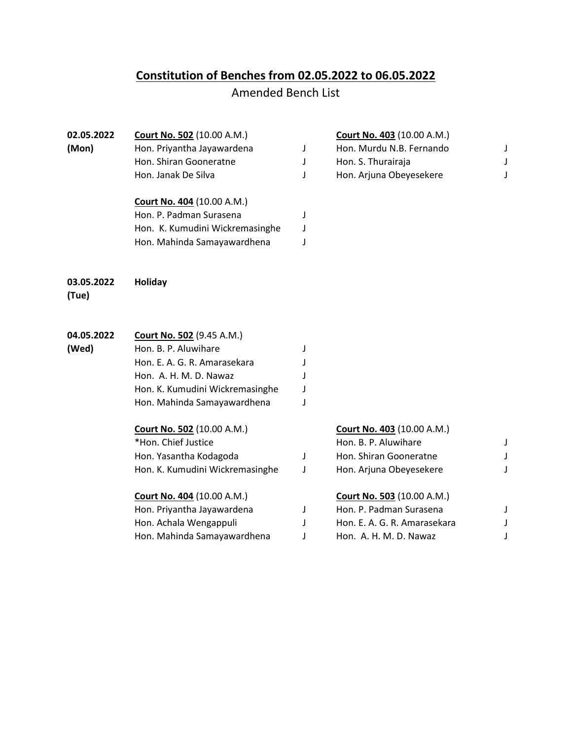# Constitution of Benches from 02.05.2022 to 06.05.2022

Amended Bench List

**02.05.2022 (Mon)**

**Court No. 502** (10.00 A.M.)
Hon. Priyantha Jayawardena J
Hon. Shiran Gooneratne J
Hon. Janak De Silva J

**Court No. 403** (10.00 A.M.)
Hon. Murdu N.B. Fernando J
Hon. S. Thurairaja J
Hon. Arjuna Obeyesekere J

**Court No. 404** (10.00 A.M.)
Hon. P. Padman Surasena J
Hon. K. Kumudini Wickremasinghe J
Hon. Mahinda Samayawardhena J

**03.05.2022 (Tue)**

**Holiday**

**04.05.2022 (Wed)**

**Court No. 502** (9.45 A.M.)
Hon. B. P. Aluwihare J
Hon. E. A. G. R. Amarasekara J
Hon. A. H. M. D. Nawaz J
Hon. K. Kumudini Wickremasinghe J
Hon. Mahinda Samayawardhena J

**Court No. 502** (10.00 A.M.)
*Hon. Chief Justice
Hon. Yasantha Kodagoda J
Hon. K. Kumudini Wickremasinghe J

**Court No. 403** (10.00 A.M.)
Hon. B. P. Aluwihare J
Hon. Shiran Gooneratne J
Hon. Arjuna Obeyesekere J

**Court No. 404** (10.00 A.M.)
Hon. Priyantha Jayawardena J
Hon. Achala Wengappuli J
Hon. Mahinda Samayawardhena J

**Court No. 503** (10.00 A.M.)
Hon. P. Padman Surasena J
Hon. E. A. G. R. Amarasekara J
Hon. A. H. M. D. Nawaz J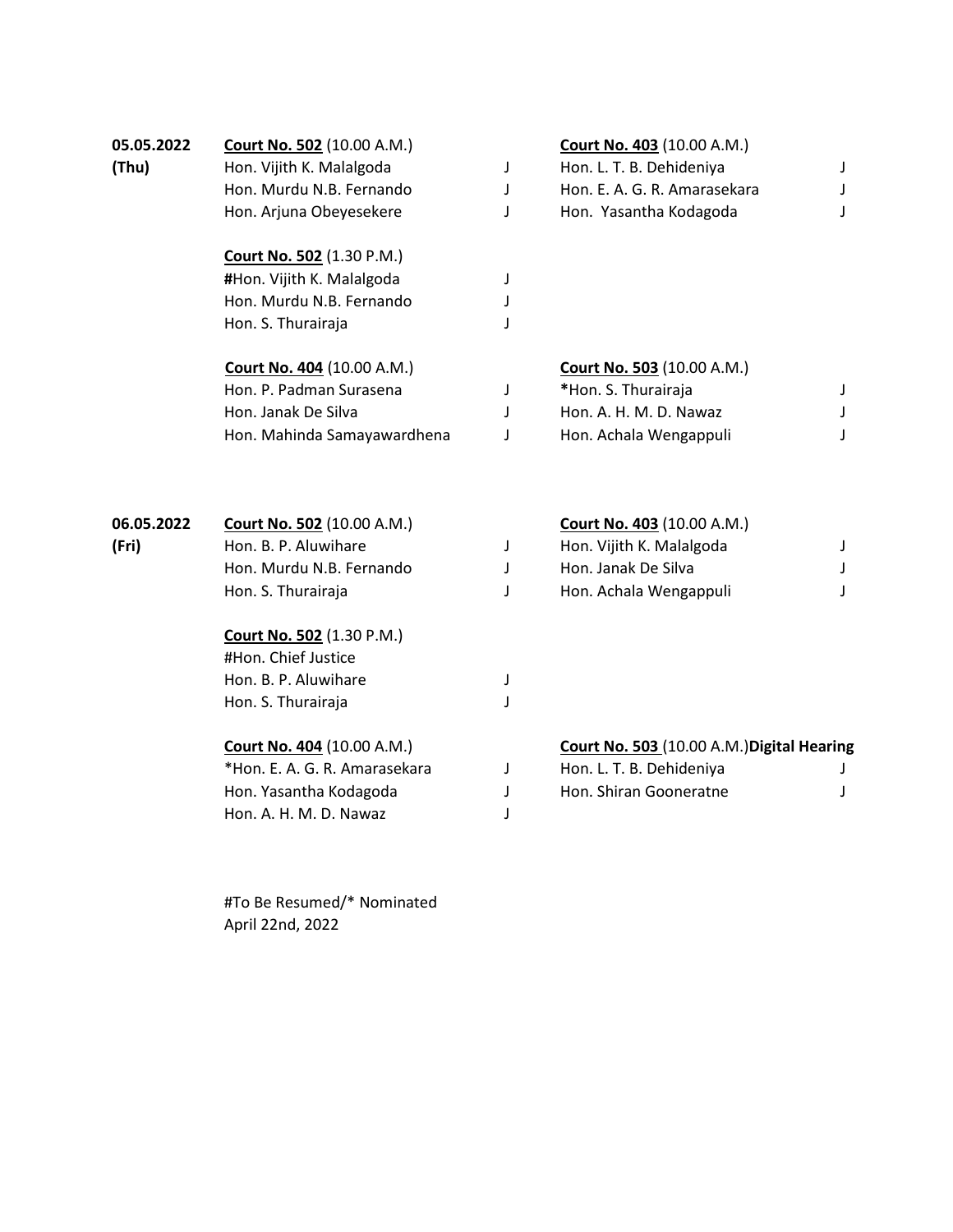**05.05.2022 (Thu)**

**Court No. 502** (10.00 A.M.)

| | |
|---|---|
| Hon. Vijith K. Malalgoda | J |
| Hon. Murdu N.B. Fernando | J |
| Hon. Arjuna Obeyesekere | J |

**Court No. 403** (10.00 A.M.)

| | |
|---|---|
| Hon. L. T. B. Dehideniya | J |
| Hon. E. A. G. R. Amarasekara | J |
| Hon. Yasantha Kodagoda | J |

**Court No. 502** (1.30 P.M.)

| | |
|---|---|
| **#**Hon. Vijith K. Malalgoda | J |
| Hon. Murdu N.B. Fernando | J |
| Hon. S. Thurairaja | J |

**Court No. 404** (10.00 A.M.)

| | |
|---|---|
| Hon. P. Padman Surasena | J |
| Hon. Janak De Silva | J |
| Hon. Mahinda Samayawardhena | J |

**Court No. 503** (10.00 A.M.)

| | |
|---|---|
| **\***Hon. S. Thurairaja | J |
| Hon. A. H. M. D. Nawaz | J |
| Hon. Achala Wengappuli | J |

**06.05.2022 (Fri)**

**Court No. 502** (10.00 A.M.)

| | |
|---|---|
| Hon. B. P. Aluwihare | J |
| Hon. Murdu N.B. Fernando | J |
| Hon. S. Thurairaja | J |

**Court No. 403** (10.00 A.M.)

| | |
|---|---|
| Hon. Vijith K. Malalgoda | J |
| Hon. Janak De Silva | J |
| Hon. Achala Wengappuli | J |

**Court No. 502** (1.30 P.M.)

| | |
|---|---|
| #Hon. Chief Justice | |
| Hon. B. P. Aluwihare | J |
| Hon. S. Thurairaja | J |

**Court No. 404** (10.00 A.M.)

| | |
|---|---|
| *Hon. E. A. G. R. Amarasekara | J |
| Hon. Yasantha Kodagoda | J |
| Hon. A. H. M. D. Nawaz | J |

**Court No. 503** (10.00 A.M.)**Digital Hearing**

| | |
|---|---|
| Hon. L. T. B. Dehideniya | J |
| Hon. Shiran Gooneratne | J |

#To Be Resumed/* Nominated

April 22nd, 2022